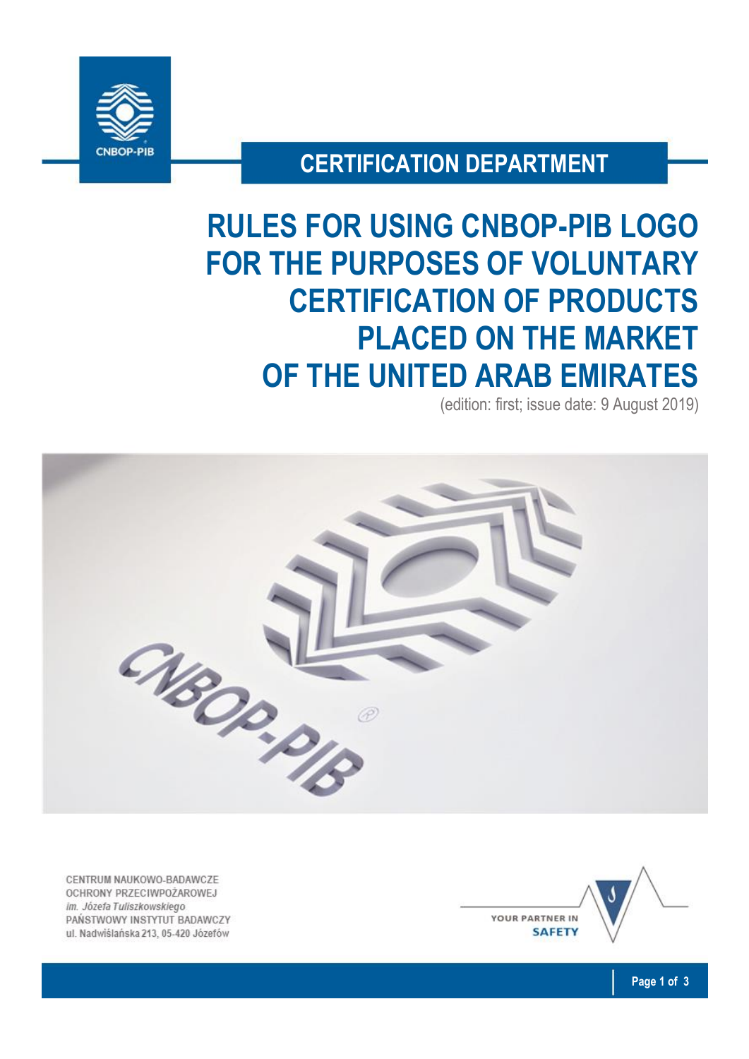CERTIFICATION DEPARTMENT

# RULES FOR USING CNBOP-PIB LOGO FOR THE PURPOSES OF VOLUNTARY CERTIFICATION OF PRODUCTS PLACED ON THE MARKET OF THE UNITED ARAB EMIRATES

(edition: first; issue date: 9 August 2019)

CENTRUM NAUKOWO-BADAWCZE
OCHRONY PRZECIWPOŻAROWEJ
*im. Józefa Tuliszkowskiego*
PAŃSTWOWY INSTYTUT BADAWCZY
ul. Nadwiślańska 213, 05-420 Józefów

YOUR PARTNER IN SAFETY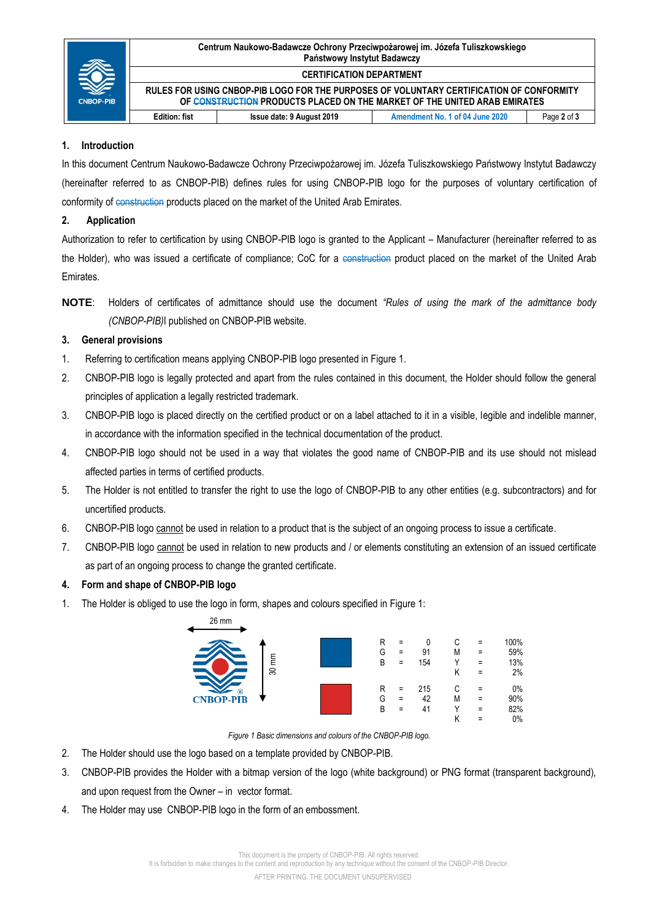## 1. Introduction

In this document Centrum Naukowo-Badawcze Ochrony Przeciwpożarowej im. Józefa Tuliszkowskiego Państwowy Instytut Badawczy (hereinafter referred to as CNBOP-PIB) defines rules for using CNBOP-PIB logo for the purposes of voluntary certification of conformity of construction products placed on the market of the United Arab Emirates.

## 2. Application

Authorization to refer to certification by using CNBOP-PIB logo is granted to the Applicant – Manufacturer (hereinafter referred to as the Holder), who was issued a certificate of compliance; CoC for a construction product placed on the market of the United Arab Emirates.

**NOTE**: Holders of certificates of admittance should use the document *"Rules of using the mark of the admittance body (CNBOP-PIB)*I published on CNBOP-PIB website.

## 3. General provisions

1. Referring to certification means applying CNBOP-PIB logo presented in Figure 1.
2. CNBOP-PIB logo is legally protected and apart from the rules contained in this document, the Holder should follow the general principles of application a legally restricted trademark.
3. CNBOP-PIB logo is placed directly on the certified product or on a label attached to it in a visible, legible and indelible manner, in accordance with the information specified in the technical documentation of the product.
4. CNBOP-PIB logo should not be used in a way that violates the good name of CNBOP-PIB and its use should not mislead affected parties in terms of certified products.
5. The Holder is not entitled to transfer the right to use the logo of CNBOP-PIB to any other entities (e.g. subcontractors) and for uncertified products.
6. CNBOP-PIB logo cannot be used in relation to a product that is the subject of an ongoing process to issue a certificate.
7. CNBOP-PIB logo cannot be used in relation to new products and / or elements constituting an extension of an issued certificate as part of an ongoing process to change the granted certificate.

## 4. Form and shape of CNBOP-PIB logo

1. The Holder is obliged to use the logo in form, shapes and colours specified in Figure 1:

26 mm

30 mm

CNBOP-PIB ®

| | | | | | |
|---|---|---|---|---|---|
| R | = | 0 | C | = | 100% |
| G | = | 91 | M | = | 59% |
| B | = | 154 | Y | = | 13% |
| | | | K | = | 2% |
| R | = | 215 | C | = | 0% |
| G | = | 42 | M | = | 90% |
| B | = | 41 | Y | = | 82% |
| | | | K | = | 0% |

*Figure 1 Basic dimensions and colours of the CNBOP-PIB logo.*

2. The Holder should use the logo based on a template provided by CNBOP-PIB.
3. CNBOP-PIB provides the Holder with a bitmap version of the logo (white background) or PNG format (transparent background), and upon request from the Owner – in vector format.
4. The Holder may use CNBOP-PIB logo in the form of an embossment.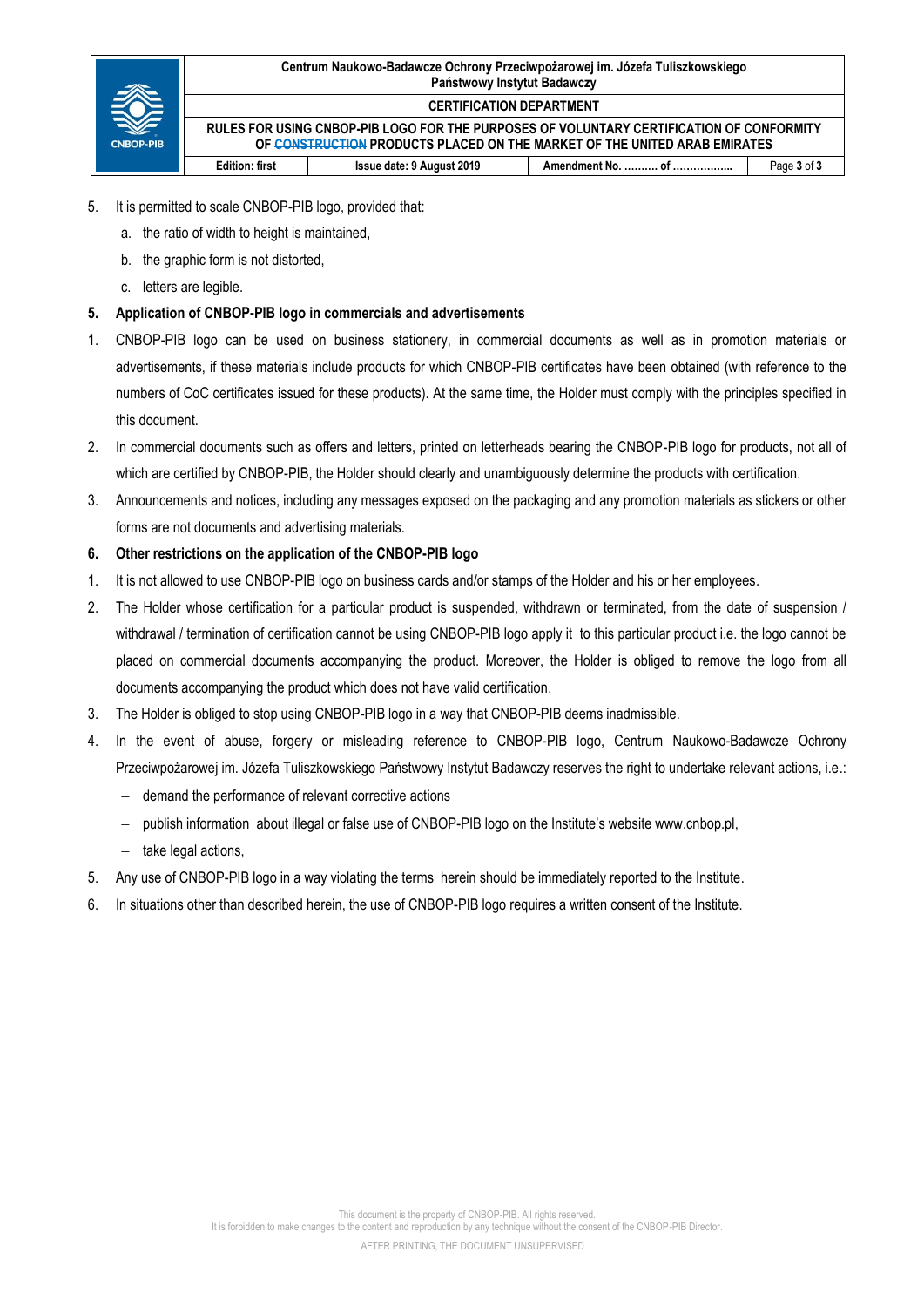5. It is permitted to scale CNBOP-PIB logo, provided that:
   a. the ratio of width to height is maintained,
   b. the graphic form is not distorted,
   c. letters are legible.

**5. Application of CNBOP-PIB logo in commercials and advertisements**

1. CNBOP-PIB logo can be used on business stationery, in commercial documents as well as in promotion materials or advertisements, if these materials include products for which CNBOP-PIB certificates have been obtained (with reference to the numbers of CoC certificates issued for these products). At the same time, the Holder must comply with the principles specified in this document.
2. In commercial documents such as offers and letters, printed on letterheads bearing the CNBOP-PIB logo for products, not all of which are certified by CNBOP-PIB, the Holder should clearly and unambiguously determine the products with certification.
3. Announcements and notices, including any messages exposed on the packaging and any promotion materials as stickers or other forms are not documents and advertising materials.

**6. Other restrictions on the application of the CNBOP-PIB logo**

1. It is not allowed to use CNBOP-PIB logo on business cards and/or stamps of the Holder and his or her employees.
2. The Holder whose certification for a particular product is suspended, withdrawn or terminated, from the date of suspension / withdrawal / termination of certification cannot be using CNBOP-PIB logo apply it to this particular product i.e. the logo cannot be placed on commercial documents accompanying the product. Moreover, the Holder is obliged to remove the logo from all documents accompanying the product which does not have valid certification.
3. The Holder is obliged to stop using CNBOP-PIB logo in a way that CNBOP-PIB deems inadmissible.
4. In the event of abuse, forgery or misleading reference to CNBOP-PIB logo, Centrum Naukowo-Badawcze Ochrony Przeciwpożarowej im. Józefa Tuliszkowskiego Państwowy Instytut Badawczy reserves the right to undertake relevant actions, i.e.:
   - demand the performance of relevant corrective actions
   - publish information about illegal or false use of CNBOP-PIB logo on the Institute's website www.cnbop.pl,
   - take legal actions,
5. Any use of CNBOP-PIB logo in a way violating the terms herein should be immediately reported to the Institute.
6. In situations other than described herein, the use of CNBOP-PIB logo requires a written consent of the Institute.